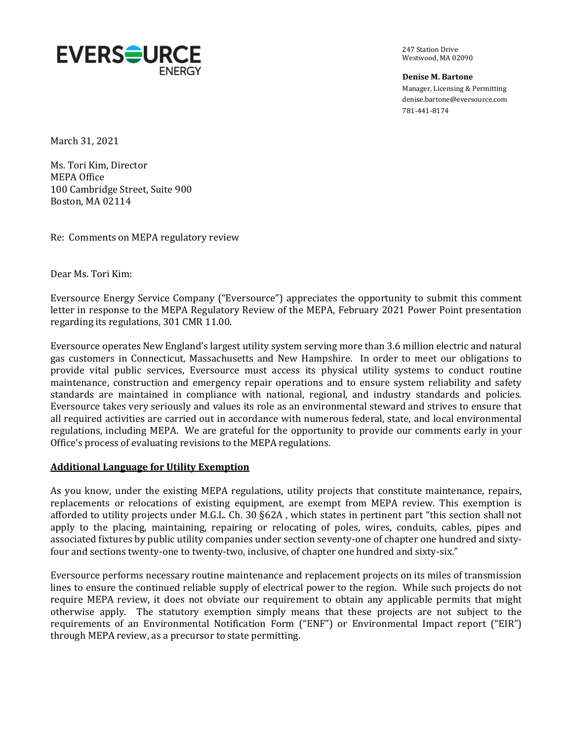EVERSOURCE ENERGY

247 Station Drive
Westwood, MA 02090

**Denise M. Bartone**
Manager, Licensing & Permitting
denise.bartone@eversource.com
781-441-8174

March 31, 2021

Ms. Tori Kim, Director
MEPA Office
100 Cambridge Street, Suite 900
Boston, MA 02114

Re: Comments on MEPA regulatory review

Dear Ms. Tori Kim:

Eversource Energy Service Company ("Eversource") appreciates the opportunity to submit this comment letter in response to the MEPA Regulatory Review of the MEPA, February 2021 Power Point presentation regarding its regulations, 301 CMR 11.00.

Eversource operates New England's largest utility system serving more than 3.6 million electric and natural gas customers in Connecticut, Massachusetts and New Hampshire. In order to meet our obligations to provide vital public services, Eversource must access its physical utility systems to conduct routine maintenance, construction and emergency repair operations and to ensure system reliability and safety standards are maintained in compliance with national, regional, and industry standards and policies. Eversource takes very seriously and values its role as an environmental steward and strives to ensure that all required activities are carried out in accordance with numerous federal, state, and local environmental regulations, including MEPA. We are grateful for the opportunity to provide our comments early in your Office's process of evaluating revisions to the MEPA regulations.

**Additional Language for Utility Exemption**

As you know, under the existing MEPA regulations, utility projects that constitute maintenance, repairs, replacements or relocations of existing equipment, are exempt from MEPA review. This exemption is afforded to utility projects under M.G.L. Ch. 30 §62A , which states in pertinent part "this section shall not apply to the placing, maintaining, repairing or relocating of poles, wires, conduits, cables, pipes and associated fixtures by public utility companies under section seventy-one of chapter one hundred and sixty-four and sections twenty-one to twenty-two, inclusive, of chapter one hundred and sixty-six."

Eversource performs necessary routine maintenance and replacement projects on its miles of transmission lines to ensure the continued reliable supply of electrical power to the region. While such projects do not require MEPA review, it does not obviate our requirement to obtain any applicable permits that might otherwise apply. The statutory exemption simply means that these projects are not subject to the requirements of an Environmental Notification Form ("ENF") or Environmental Impact report ("EIR") through MEPA review, as a precursor to state permitting.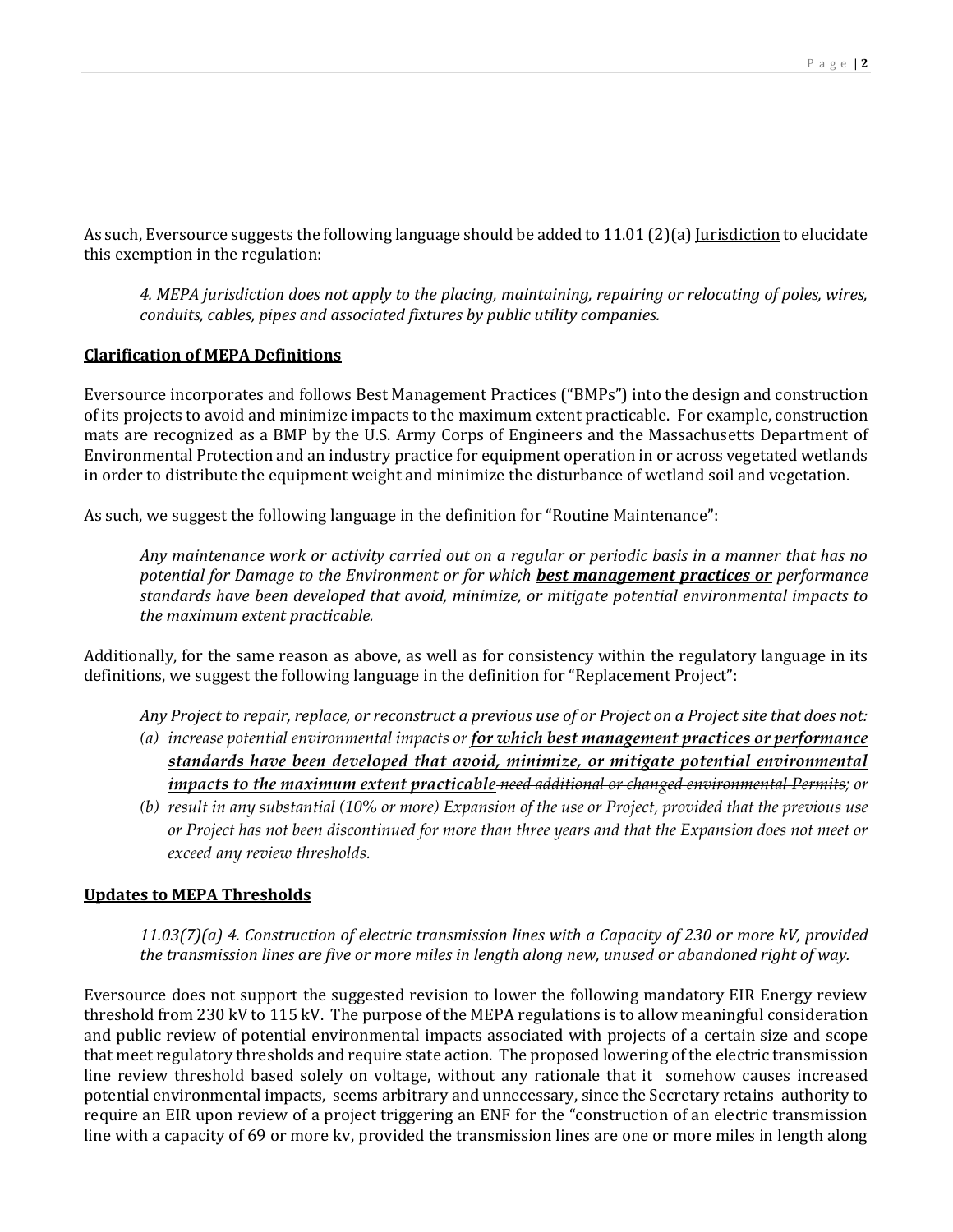As such, Eversource suggests the following language should be added to 11.01 (2)(a) <u>Jurisdiction</u> to elucidate this exemption in the regulation:

> *4. MEPA jurisdiction does not apply to the placing, maintaining, repairing or relocating of poles, wires, conduits, cables, pipes and associated fixtures by public utility companies.*

**<u>Clarification of MEPA Definitions</u>**

Eversource incorporates and follows Best Management Practices ("BMPs") into the design and construction of its projects to avoid and minimize impacts to the maximum extent practicable. For example, construction mats are recognized as a BMP by the U.S. Army Corps of Engineers and the Massachusetts Department of Environmental Protection and an industry practice for equipment operation in or across vegetated wetlands in order to distribute the equipment weight and minimize the disturbance of wetland soil and vegetation.

As such, we suggest the following language in the definition for "Routine Maintenance":

> *Any maintenance work or activity carried out on a regular or periodic basis in a manner that has no potential for Damage to the Environment or for which* ***<u>best management practices or</u>*** *performance standards have been developed that avoid, minimize, or mitigate potential environmental impacts to the maximum extent practicable.*

Additionally, for the same reason as above, as well as for consistency within the regulatory language in its definitions, we suggest the following language in the definition for "Replacement Project":

> *Any Project to repair, replace, or reconstruct a previous use of or Project on a Project site that does not:*
>
> *(a) increase potential environmental impacts or* ***<u>for which best management practices or performance standards have been developed that avoid, minimize, or mitigate potential environmental impacts to the maximum extent practicable</u>*** ~~*need additional or changed environmental Permits*~~*; or*
>
> *(b) result in any substantial (10% or more) Expansion of the use or Project, provided that the previous use or Project has not been discontinued for more than three years and that the Expansion does not meet or exceed any review thresholds.*

**<u>Updates to MEPA Thresholds</u>**

> *11.03(7)(a) 4. Construction of electric transmission lines with a Capacity of 230 or more kV, provided the transmission lines are five or more miles in length along new, unused or abandoned right of way.*

Eversource does not support the suggested revision to lower the following mandatory EIR Energy review threshold from 230 kV to 115 kV. The purpose of the MEPA regulations is to allow meaningful consideration and public review of potential environmental impacts associated with projects of a certain size and scope that meet regulatory thresholds and require state action. The proposed lowering of the electric transmission line review threshold based solely on voltage, without any rationale that it somehow causes increased potential environmental impacts, seems arbitrary and unnecessary, since the Secretary retains authority to require an EIR upon review of a project triggering an ENF for the "construction of an electric transmission line with a capacity of 69 or more kv, provided the transmission lines are one or more miles in length along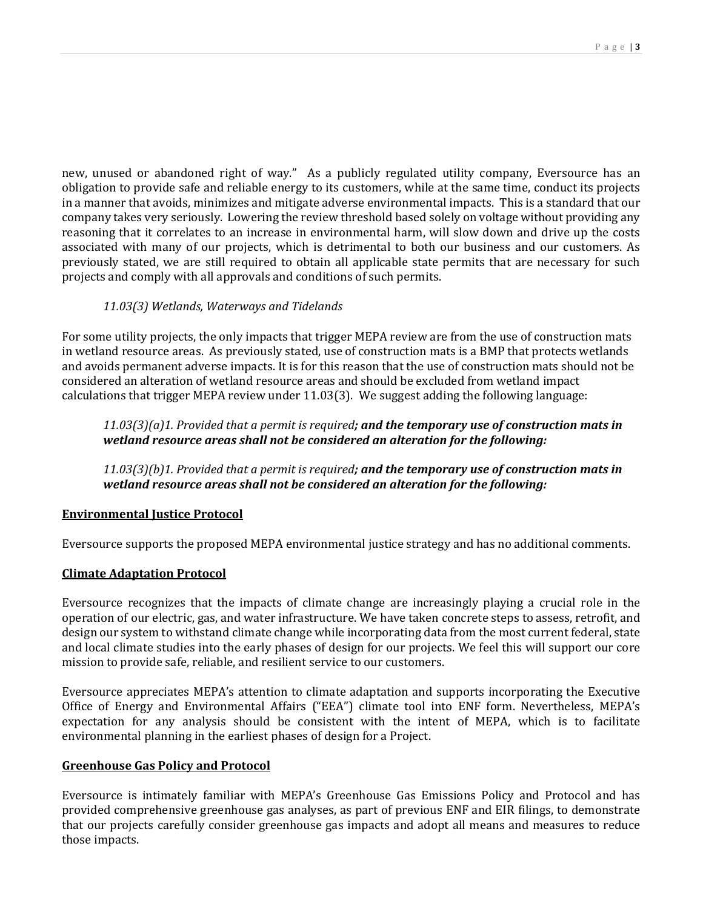new, unused or abandoned right of way." As a publicly regulated utility company, Eversource has an obligation to provide safe and reliable energy to its customers, while at the same time, conduct its projects in a manner that avoids, minimizes and mitigate adverse environmental impacts. This is a standard that our company takes very seriously. Lowering the review threshold based solely on voltage without providing any reasoning that it correlates to an increase in environmental harm, will slow down and drive up the costs associated with many of our projects, which is detrimental to both our business and our customers. As previously stated, we are still required to obtain all applicable state permits that are necessary for such projects and comply with all approvals and conditions of such permits.

*11.03(3) Wetlands, Waterways and Tidelands*

For some utility projects, the only impacts that trigger MEPA review are from the use of construction mats in wetland resource areas. As previously stated, use of construction mats is a BMP that protects wetlands and avoids permanent adverse impacts. It is for this reason that the use of construction mats should not be considered an alteration of wetland resource areas and should be excluded from wetland impact calculations that trigger MEPA review under 11.03(3). We suggest adding the following language:

> *11.03(3)(a)1. Provided that a permit is required**; and the temporary use of construction mats in wetland resource areas shall not be considered an alteration for the following:***
>
> *11.03(3)(b)1. Provided that a permit is required**; and the temporary use of construction mats in wetland resource areas shall not be considered an alteration for the following:***

**Environmental Justice Protocol**

Eversource supports the proposed MEPA environmental justice strategy and has no additional comments.

**Climate Adaptation Protocol**

Eversource recognizes that the impacts of climate change are increasingly playing a crucial role in the operation of our electric, gas, and water infrastructure. We have taken concrete steps to assess, retrofit, and design our system to withstand climate change while incorporating data from the most current federal, state and local climate studies into the early phases of design for our projects. We feel this will support our core mission to provide safe, reliable, and resilient service to our customers.

Eversource appreciates MEPA's attention to climate adaptation and supports incorporating the Executive Office of Energy and Environmental Affairs ("EEA") climate tool into ENF form. Nevertheless, MEPA's expectation for any analysis should be consistent with the intent of MEPA, which is to facilitate environmental planning in the earliest phases of design for a Project.

**Greenhouse Gas Policy and Protocol**

Eversource is intimately familiar with MEPA's Greenhouse Gas Emissions Policy and Protocol and has provided comprehensive greenhouse gas analyses, as part of previous ENF and EIR filings, to demonstrate that our projects carefully consider greenhouse gas impacts and adopt all means and measures to reduce those impacts.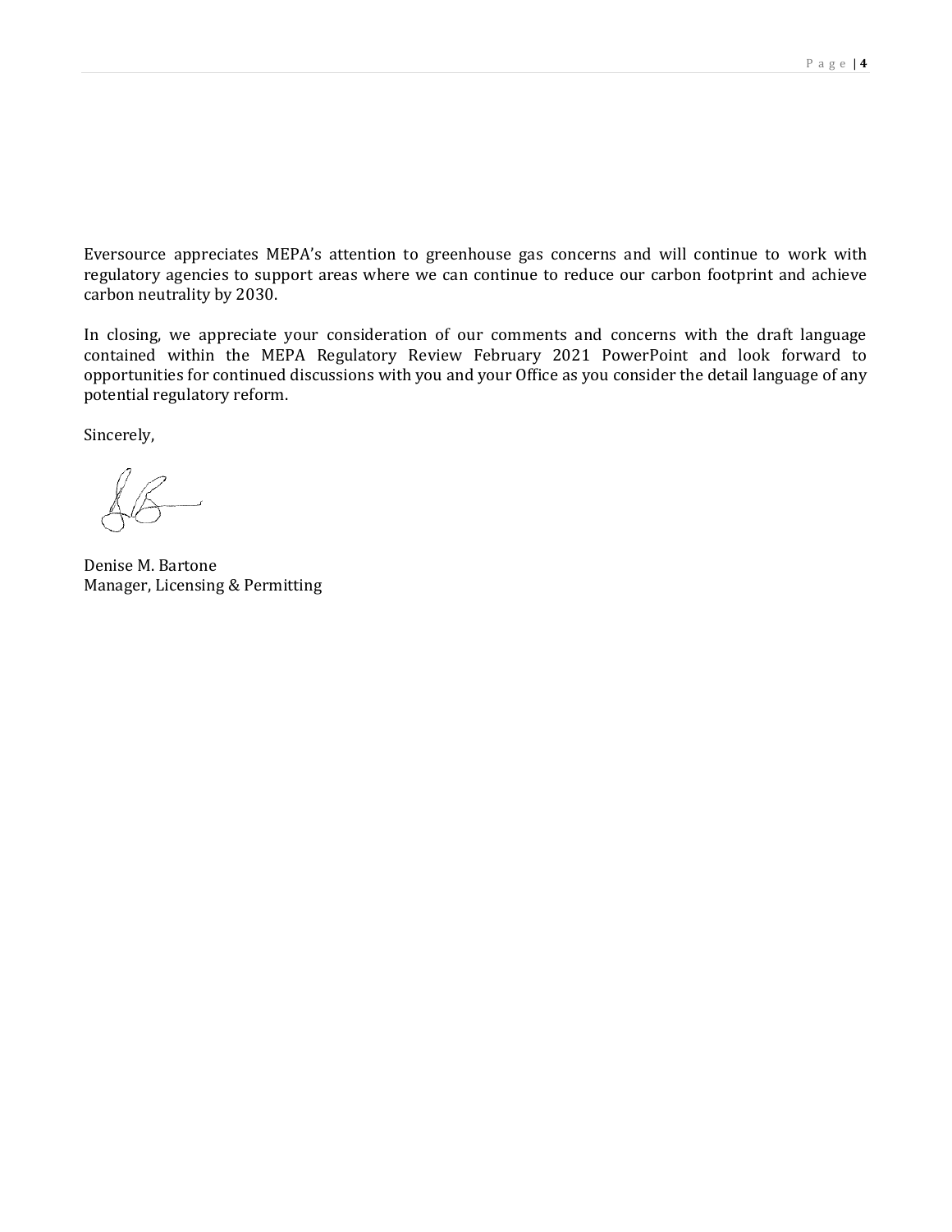Eversource appreciates MEPA's attention to greenhouse gas concerns and will continue to work with regulatory agencies to support areas where we can continue to reduce our carbon footprint and achieve carbon neutrality by 2030.

In closing, we appreciate your consideration of our comments and concerns with the draft language contained within the MEPA Regulatory Review February 2021 PowerPoint and look forward to opportunities for continued discussions with you and your Office as you consider the detail language of any potential regulatory reform.

Sincerely,

Denise M. Bartone
Manager, Licensing & Permitting